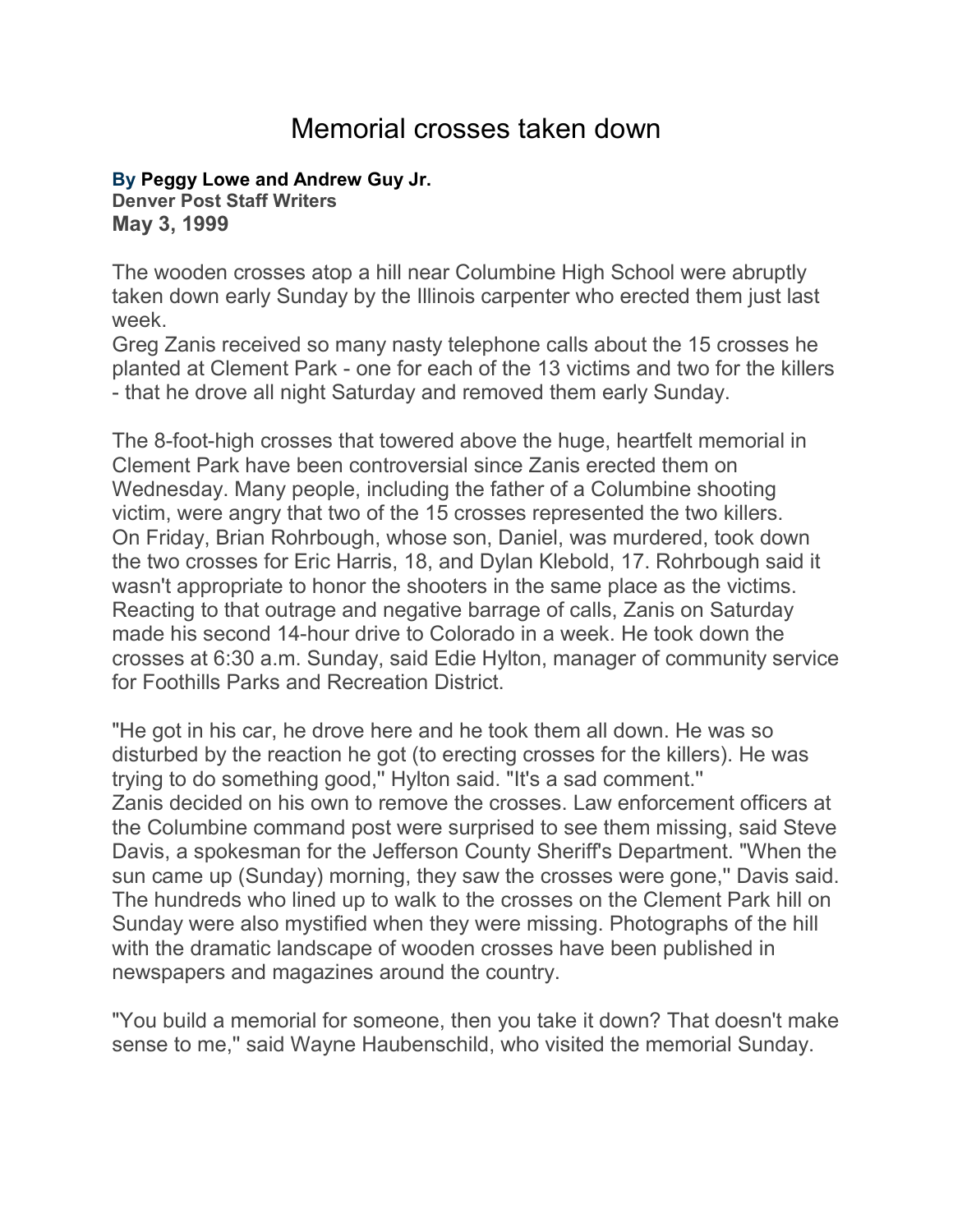# Memorial crosses taken down

**By Peggy Lowe and Andrew Guy Jr.**
**Denver Post Staff Writers**
**May 3, 1999**

The wooden crosses atop a hill near Columbine High School were abruptly taken down early Sunday by the Illinois carpenter who erected them just last week.
Greg Zanis received so many nasty telephone calls about the 15 crosses he planted at Clement Park - one for each of the 13 victims and two for the killers - that he drove all night Saturday and removed them early Sunday.

The 8-foot-high crosses that towered above the huge, heartfelt memorial in Clement Park have been controversial since Zanis erected them on Wednesday. Many people, including the father of a Columbine shooting victim, were angry that two of the 15 crosses represented the two killers.
On Friday, Brian Rohrbough, whose son, Daniel, was murdered, took down the two crosses for Eric Harris, 18, and Dylan Klebold, 17. Rohrbough said it wasn't appropriate to honor the shooters in the same place as the victims.
Reacting to that outrage and negative barrage of calls, Zanis on Saturday made his second 14-hour drive to Colorado in a week. He took down the crosses at 6:30 a.m. Sunday, said Edie Hylton, manager of community service for Foothills Parks and Recreation District.

"He got in his car, he drove here and he took them all down. He was so disturbed by the reaction he got (to erecting crosses for the killers). He was trying to do something good,'' Hylton said. "It's a sad comment.''
Zanis decided on his own to remove the crosses. Law enforcement officers at the Columbine command post were surprised to see them missing, said Steve Davis, a spokesman for the Jefferson County Sheriff's Department. "When the sun came up (Sunday) morning, they saw the crosses were gone,'' Davis said.
The hundreds who lined up to walk to the crosses on the Clement Park hill on Sunday were also mystified when they were missing. Photographs of the hill with the dramatic landscape of wooden crosses have been published in newspapers and magazines around the country.

"You build a memorial for someone, then you take it down? That doesn't make sense to me,'' said Wayne Haubenschild, who visited the memorial Sunday.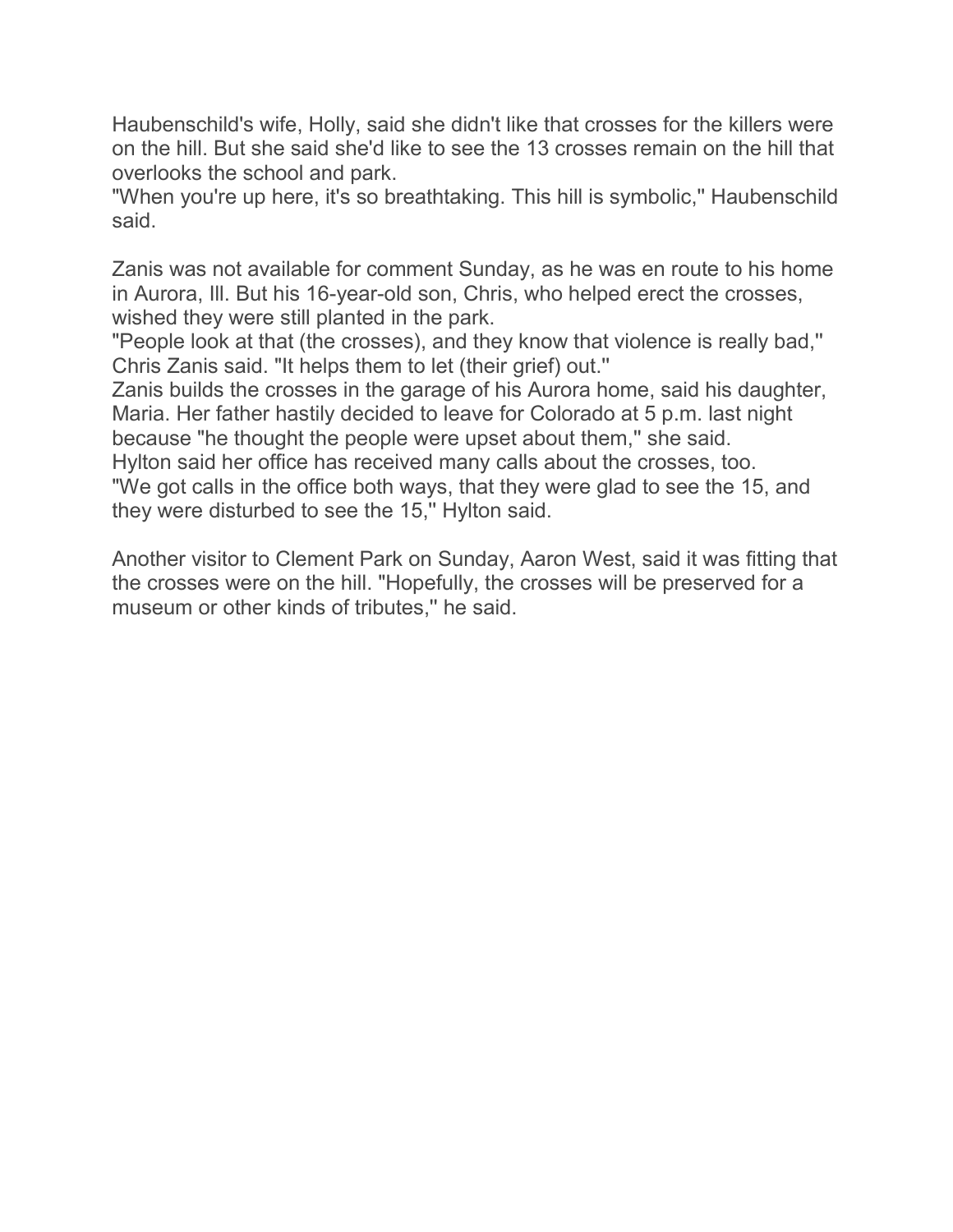Haubenschild's wife, Holly, said she didn't like that crosses for the killers were on the hill. But she said she'd like to see the 13 crosses remain on the hill that overlooks the school and park.
''When you're up here, it's so breathtaking. This hill is symbolic,'' Haubenschild said.

Zanis was not available for comment Sunday, as he was en route to his home in Aurora, Ill. But his 16-year-old son, Chris, who helped erect the crosses, wished they were still planted in the park.
''People look at that (the crosses), and they know that violence is really bad,'' Chris Zanis said. ''It helps them to let (their grief) out.''
Zanis builds the crosses in the garage of his Aurora home, said his daughter, Maria. Her father hastily decided to leave for Colorado at 5 p.m. last night because ''he thought the people were upset about them,'' she said.
Hylton said her office has received many calls about the crosses, too.
''We got calls in the office both ways, that they were glad to see the 15, and they were disturbed to see the 15,'' Hylton said.

Another visitor to Clement Park on Sunday, Aaron West, said it was fitting that the crosses were on the hill. ''Hopefully, the crosses will be preserved for a museum or other kinds of tributes,'' he said.